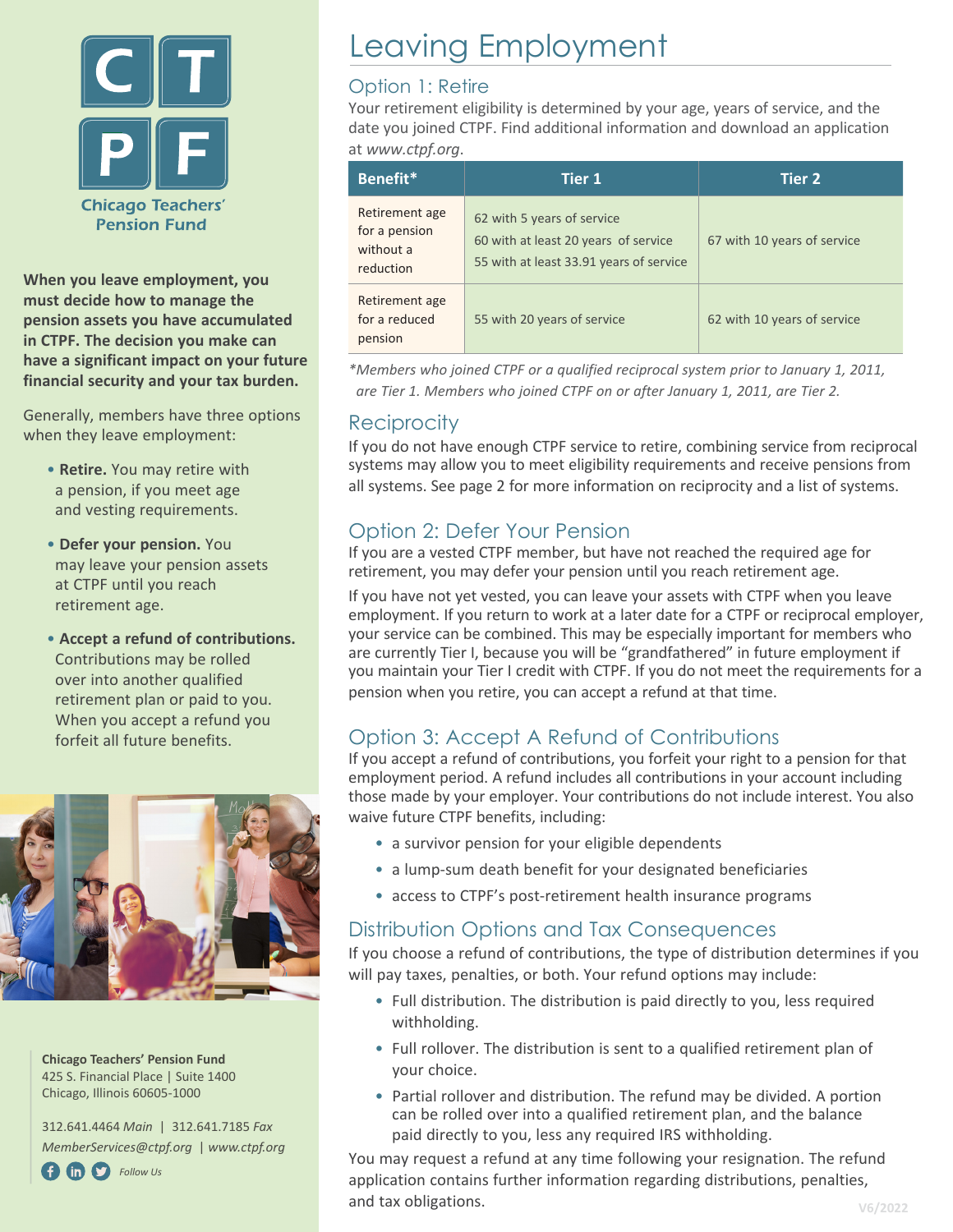Chicago Teachers' Pension Fund

**When you leave employment, you must decide how to manage the pension assets you have accumulated in CTPF. The decision you make can have a significant impact on your future financial security and your tax burden.**

Generally, members have three options when they leave employment:

- **Retire.** You may retire with a pension, if you meet age and vesting requirements.
- **Defer your pension.** You may leave your pension assets at CTPF until you reach retirement age.
- **Accept a refund of contributions.** Contributions may be rolled over into another qualified retirement plan or paid to you. When you accept a refund you forfeit all future benefits.

**Chicago Teachers' Pension Fund**
425 S. Financial Place | Suite 1400
Chicago, Illinois 60605-1000

312.641.4464 *Main* | 312.641.7185 *Fax*
*MemberServices@ctpf.org* | *www.ctpf.org*

*Follow Us*

# Leaving Employment

## Option 1: Retire

Your retirement eligibility is determined by your age, years of service, and the date you joined CTPF. Find additional information and download an application at *www.ctpf.org*.

| Benefit* | Tier 1 | Tier 2 |
| --- | --- | --- |
| Retirement age for a pension without a reduction | 62 with 5 years of service<br>60 with at least 20 years of service<br>55 with at least 33.91 years of service | 67 with 10 years of service |
| Retirement age for a reduced pension | 55 with 20 years of service | 62 with 10 years of service |

*\*Members who joined CTPF or a qualified reciprocal system prior to January 1, 2011, are Tier 1. Members who joined CTPF on or after January 1, 2011, are Tier 2.*

## Reciprocity

If you do not have enough CTPF service to retire, combining service from reciprocal systems may allow you to meet eligibility requirements and receive pensions from all systems. See page 2 for more information on reciprocity and a list of systems.

## Option 2: Defer Your Pension

If you are a vested CTPF member, but have not reached the required age for retirement, you may defer your pension until you reach retirement age.

If you have not yet vested, you can leave your assets with CTPF when you leave employment. If you return to work at a later date for a CTPF or reciprocal employer, your service can be combined. This may be especially important for members who are currently Tier I, because you will be "grandfathered" in future employment if you maintain your Tier I credit with CTPF. If you do not meet the requirements for a pension when you retire, you can accept a refund at that time.

## Option 3: Accept A Refund of Contributions

If you accept a refund of contributions, you forfeit your right to a pension for that employment period. A refund includes all contributions in your account including those made by your employer. Your contributions do not include interest. You also waive future CTPF benefits, including:

- a survivor pension for your eligible dependents
- a lump-sum death benefit for your designated beneficiaries
- access to CTPF's post-retirement health insurance programs

## Distribution Options and Tax Consequences

If you choose a refund of contributions, the type of distribution determines if you will pay taxes, penalties, or both. Your refund options may include:

- Full distribution. The distribution is paid directly to you, less required withholding.
- Full rollover. The distribution is sent to a qualified retirement plan of your choice.
- Partial rollover and distribution. The refund may be divided. A portion can be rolled over into a qualified retirement plan, and the balance paid directly to you, less any required IRS withholding.

You may request a refund at any time following your resignation. The refund application contains further information regarding distributions, penalties, and tax obligations.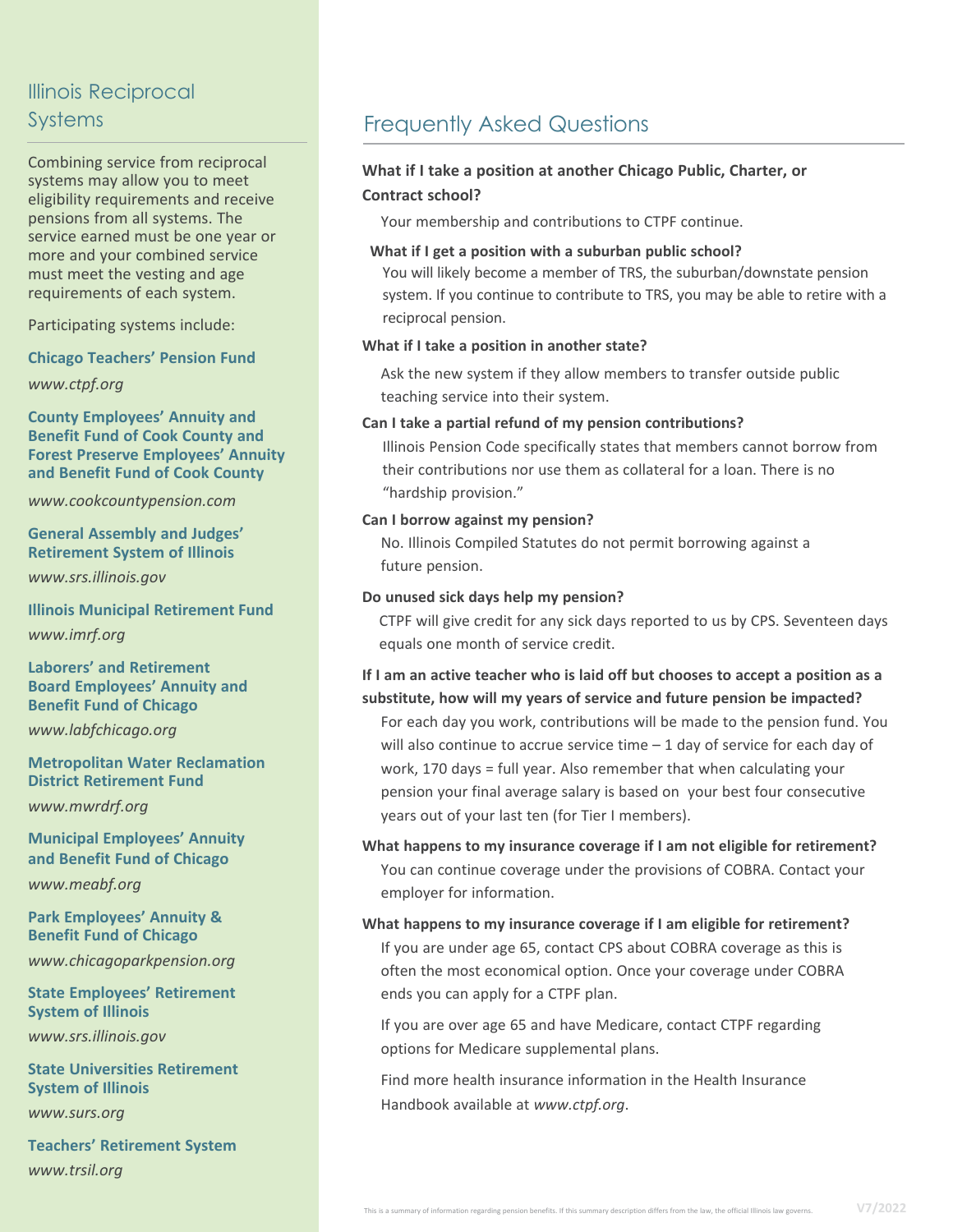## Illinois Reciprocal Systems

Combining service from reciprocal systems may allow you to meet eligibility requirements and receive pensions from all systems. The service earned must be one year or more and your combined service must meet the vesting and age requirements of each system.

Participating systems include:

**Chicago Teachers' Pension Fund**
*www.ctpf.org*

**County Employees' Annuity and Benefit Fund of Cook County and Forest Preserve Employees' Annuity and Benefit Fund of Cook County**
*www.cookcountypension.com*

**General Assembly and Judges' Retirement System of Illinois**
*www.srs.illinois.gov*

**Illinois Municipal Retirement Fund**
*www.imrf.org*

**Laborers' and Retirement Board Employees' Annuity and Benefit Fund of Chicago**
*www.labfchicago.org*

**Metropolitan Water Reclamation District Retirement Fund**
*www.mwrdrf.org*

**Municipal Employees' Annuity and Benefit Fund of Chicago**
*www.meabf.org*

**Park Employees' Annuity & Benefit Fund of Chicago**
*www.chicagoparkpension.org*

**State Employees' Retirement System of Illinois**
*www.srs.illinois.gov*

**State Universities Retirement System of Illinois**
*www.surs.org*

**Teachers' Retirement System**
*www.trsil.org*

## Frequently Asked Questions

**What if I take a position at another Chicago Public, Charter, or Contract school?**

Your membership and contributions to CTPF continue.

**What if I get a position with a suburban public school?**

You will likely become a member of TRS, the suburban/downstate pension system. If you continue to contribute to TRS, you may be able to retire with a reciprocal pension.

**What if I take a position in another state?**

Ask the new system if they allow members to transfer outside public teaching service into their system.

**Can I take a partial refund of my pension contributions?**

Illinois Pension Code specifically states that members cannot borrow from their contributions nor use them as collateral for a loan. There is no "hardship provision."

**Can I borrow against my pension?**

No. Illinois Compiled Statutes do not permit borrowing against a future pension.

**Do unused sick days help my pension?**

CTPF will give credit for any sick days reported to us by CPS. Seventeen days equals one month of service credit.

**If I am an active teacher who is laid off but chooses to accept a position as a substitute, how will my years of service and future pension be impacted?**

For each day you work, contributions will be made to the pension fund. You will also continue to accrue service time – 1 day of service for each day of work, 170 days = full year. Also remember that when calculating your pension your final average salary is based on your best four consecutive years out of your last ten (for Tier I members).

**What happens to my insurance coverage if I am not eligible for retirement?**

You can continue coverage under the provisions of COBRA. Contact your employer for information.

**What happens to my insurance coverage if I am eligible for retirement?**

If you are under age 65, contact CPS about COBRA coverage as this is often the most economical option. Once your coverage under COBRA ends you can apply for a CTPF plan.

If you are over age 65 and have Medicare, contact CTPF regarding options for Medicare supplemental plans.

Find more health insurance information in the Health Insurance Handbook available at *www.ctpf.org*.

This is a summary of information regarding pension benefits. If this summary description differs from the law, the official Illinois law governs.

V7/2022